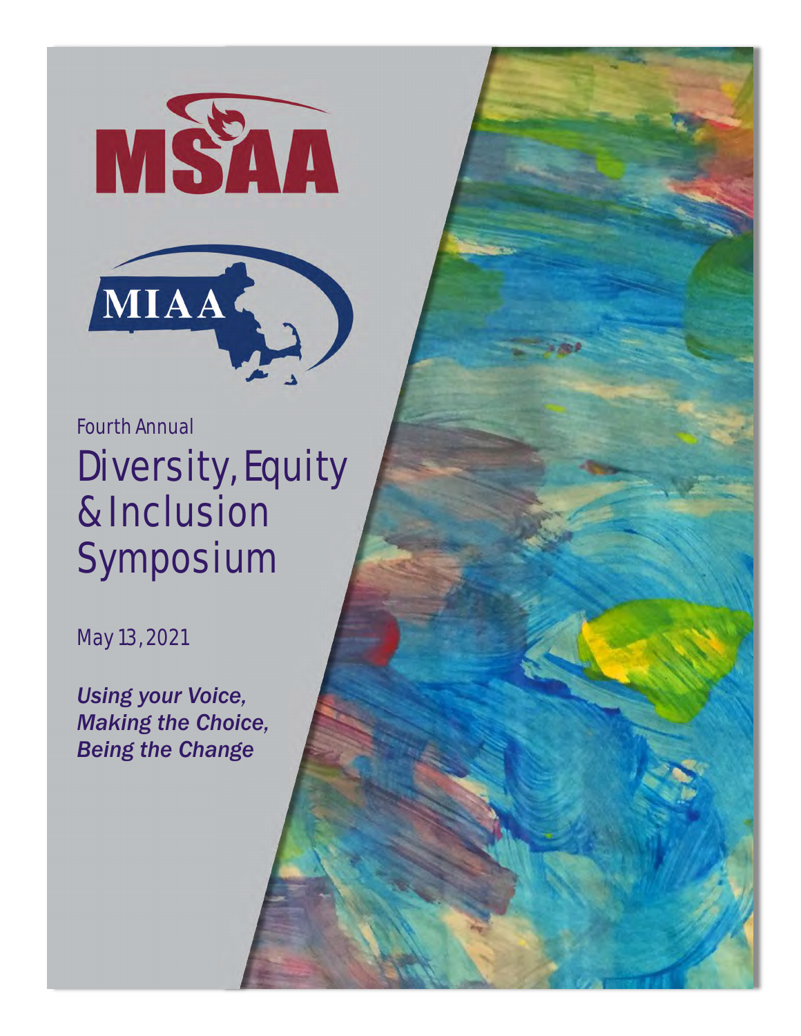MSAA

MIAA

Fourth Annual

# Diversity, Equity & Inclusion Symposium

May 13, 2021

***Using your Voice, Making the Choice, Being the Change***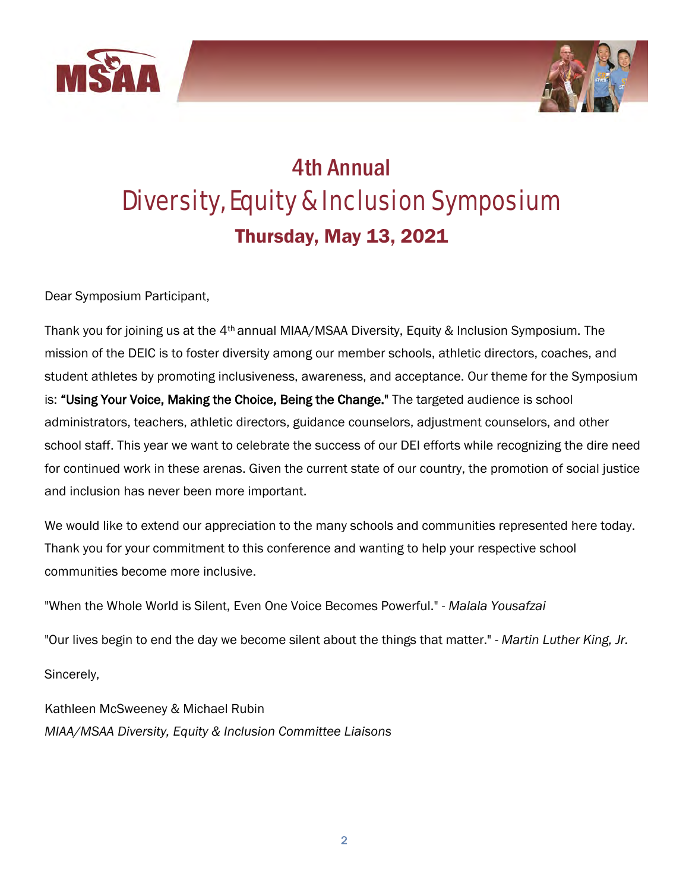# 4th Annual
# Diversity, Equity & Inclusion Symposium
## Thursday, May 13, 2021

Dear Symposium Participant,

Thank you for joining us at the 4th annual MIAA/MSAA Diversity, Equity & Inclusion Symposium. The mission of the DEIC is to foster diversity among our member schools, athletic directors, coaches, and student athletes by promoting inclusiveness, awareness, and acceptance. Our theme for the Symposium is: **"Using Your Voice, Making the Choice, Being the Change."** The targeted audience is school administrators, teachers, athletic directors, guidance counselors, adjustment counselors, and other school staff. This year we want to celebrate the success of our DEI efforts while recognizing the dire need for continued work in these arenas. Given the current state of our country, the promotion of social justice and inclusion has never been more important.

We would like to extend our appreciation to the many schools and communities represented here today. Thank you for your commitment to this conference and wanting to help your respective school communities become more inclusive.

"When the Whole World is Silent, Even One Voice Becomes Powerful." - *Malala Yousafzai*

"Our lives begin to end the day we become silent about the things that matter." - *Martin Luther King, Jr.*

Sincerely,

Kathleen McSweeney & Michael Rubin
*MIAA/MSAA Diversity, Equity & Inclusion Committee Liaisons*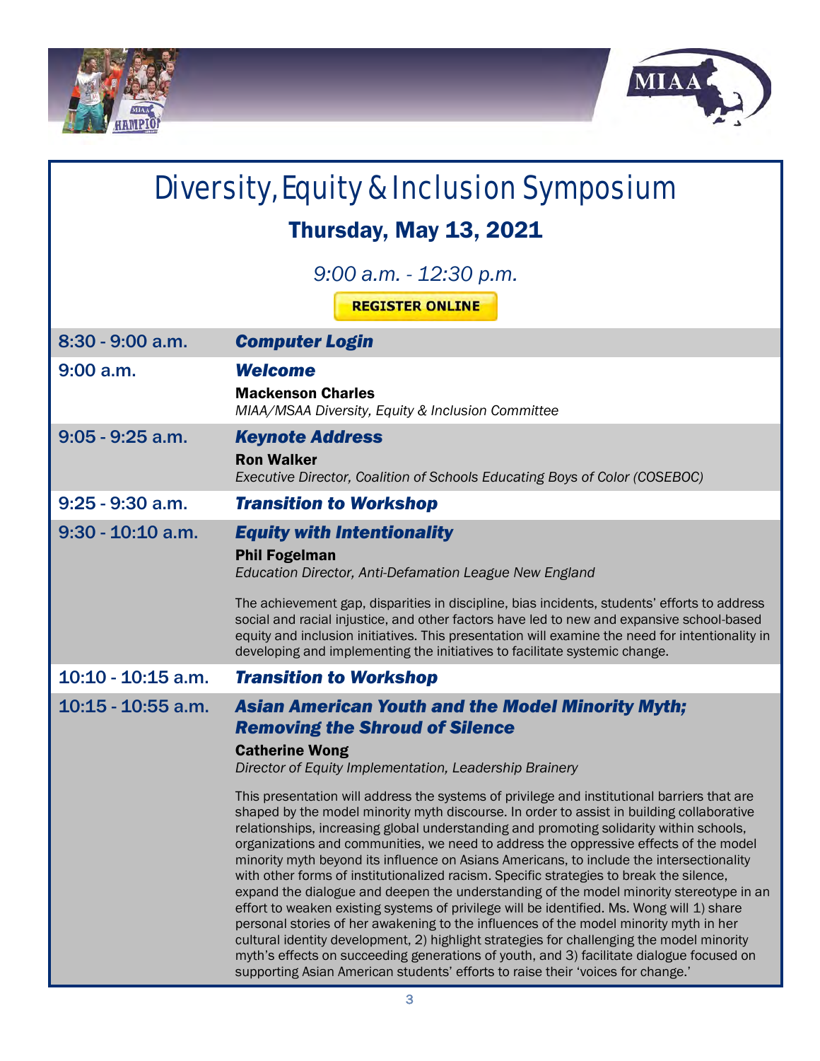# Diversity, Equity & Inclusion Symposium

## Thursday, May 13, 2021

*9:00 a.m. - 12:30 p.m.*

REGISTER ONLINE

| | |
|---|---|
| 8:30 - 9:00 a.m. | ***Computer Login*** |
| 9:00 a.m. | ***Welcome*** <br> **Mackenson Charles** <br> *MIAA/MSAA Diversity, Equity & Inclusion Committee* |
| 9:05 - 9:25 a.m. | ***Keynote Address*** <br> **Ron Walker** <br> *Executive Director, Coalition of Schools Educating Boys of Color (COSEBOC)* |
| 9:25 - 9:30 a.m. | ***Transition to Workshop*** |
| 9:30 - 10:10 a.m. | ***Equity with Intentionality*** <br> **Phil Fogelman** <br> *Education Director, Anti-Defamation League New England* <br><br> The achievement gap, disparities in discipline, bias incidents, students' efforts to address social and racial injustice, and other factors have led to new and expansive school-based equity and inclusion initiatives. This presentation will examine the need for intentionality in developing and implementing the initiatives to facilitate systemic change. |
| 10:10 - 10:15 a.m. | ***Transition to Workshop*** |
| 10:15 - 10:55 a.m. | ***Asian American Youth and the Model Minority Myth; Removing the Shroud of Silence*** <br> **Catherine Wong** <br> *Director of Equity Implementation, Leadership Brainery* <br><br> This presentation will address the systems of privilege and institutional barriers that are shaped by the model minority myth discourse. In order to assist in building collaborative relationships, increasing global understanding and promoting solidarity within schools, organizations and communities, we need to address the oppressive effects of the model minority myth beyond its influence on Asians Americans, to include the intersectionality with other forms of institutionalized racism. Specific strategies to break the silence, expand the dialogue and deepen the understanding of the model minority stereotype in an effort to weaken existing systems of privilege will be identified. Ms. Wong will 1) share personal stories of her awakening to the influences of the model minority myth in her cultural identity development, 2) highlight strategies for challenging the model minority myth's effects on succeeding generations of youth, and 3) facilitate dialogue focused on supporting Asian American students' efforts to raise their 'voices for change.' |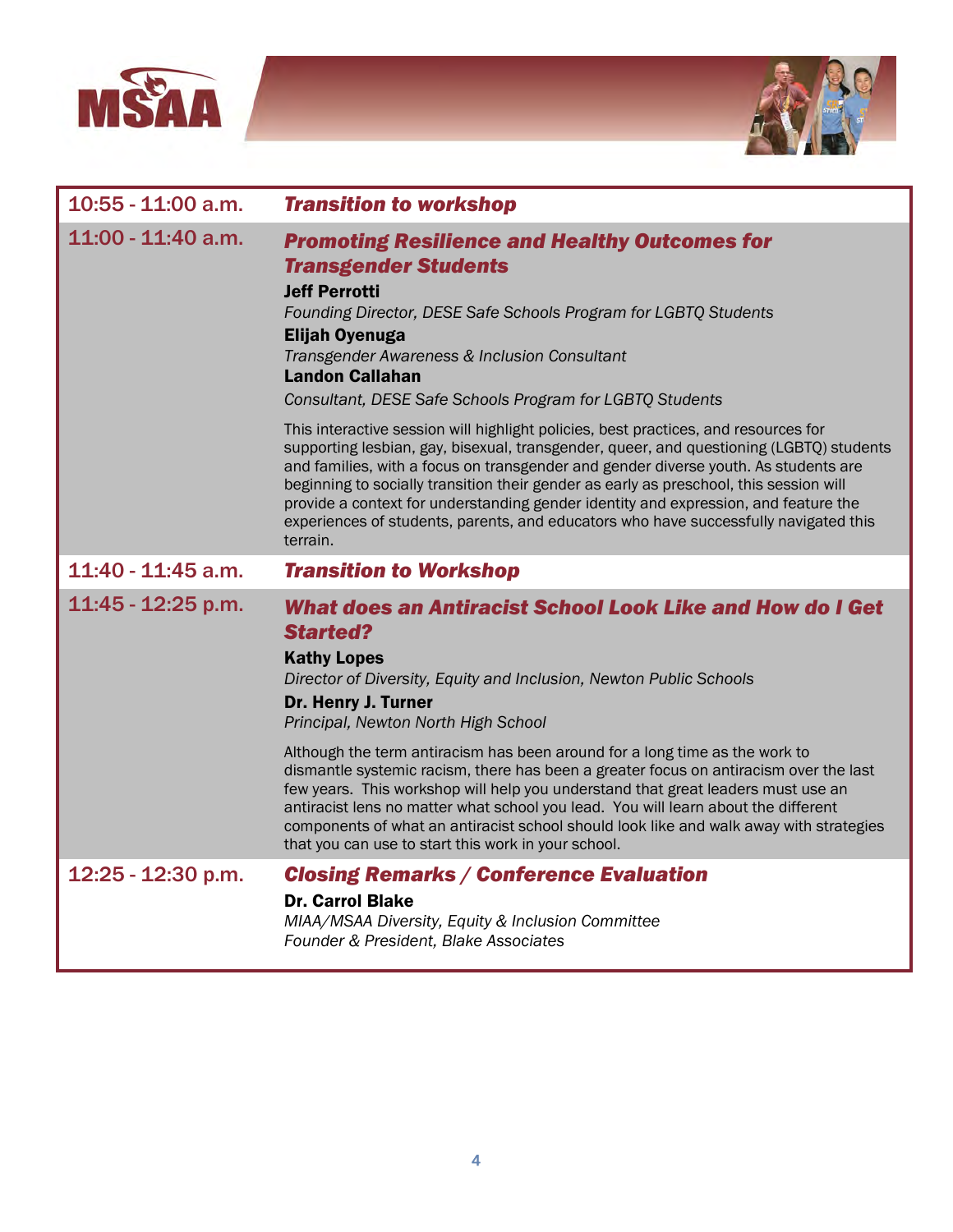| | |
|---|---|
| 10:55 - 11:00 a.m. | ***Transition to workshop*** |
| 11:00 - 11:40 a.m. | ***Promoting Resilience and Healthy Outcomes for Transgender Students*** <br> **Jeff Perrotti** <br> *Founding Director, DESE Safe Schools Program for LGBTQ Students* <br> **Elijah Oyenuga** <br> *Transgender Awareness & Inclusion Consultant* <br> **Landon Callahan** <br> *Consultant, DESE Safe Schools Program for LGBTQ Students* <br><br> This interactive session will highlight policies, best practices, and resources for supporting lesbian, gay, bisexual, transgender, queer, and questioning (LGBTQ) students and families, with a focus on transgender and gender diverse youth. As students are beginning to socially transition their gender as early as preschool, this session will provide a context for understanding gender identity and expression, and feature the experiences of students, parents, and educators who have successfully navigated this terrain. |
| 11:40 - 11:45 a.m. | ***Transition to Workshop*** |
| 11:45 - 12:25 p.m. | ***What does an Antiracist School Look Like and How do I Get Started?*** <br> **Kathy Lopes** <br> *Director of Diversity, Equity and Inclusion, Newton Public Schools* <br> **Dr. Henry J. Turner** <br> *Principal, Newton North High School* <br><br> Although the term antiracism has been around for a long time as the work to dismantle systemic racism, there has been a greater focus on antiracism over the last few years. This workshop will help you understand that great leaders must use an antiracist lens no matter what school you lead. You will learn about the different components of what an antiracist school should look like and walk away with strategies that you can use to start this work in your school. |
| 12:25 - 12:30 p.m. | ***Closing Remarks / Conference Evaluation*** <br> **Dr. Carrol Blake** <br> *MIAA/MSAA Diversity, Equity & Inclusion Committee* <br> *Founder & President, Blake Associates* |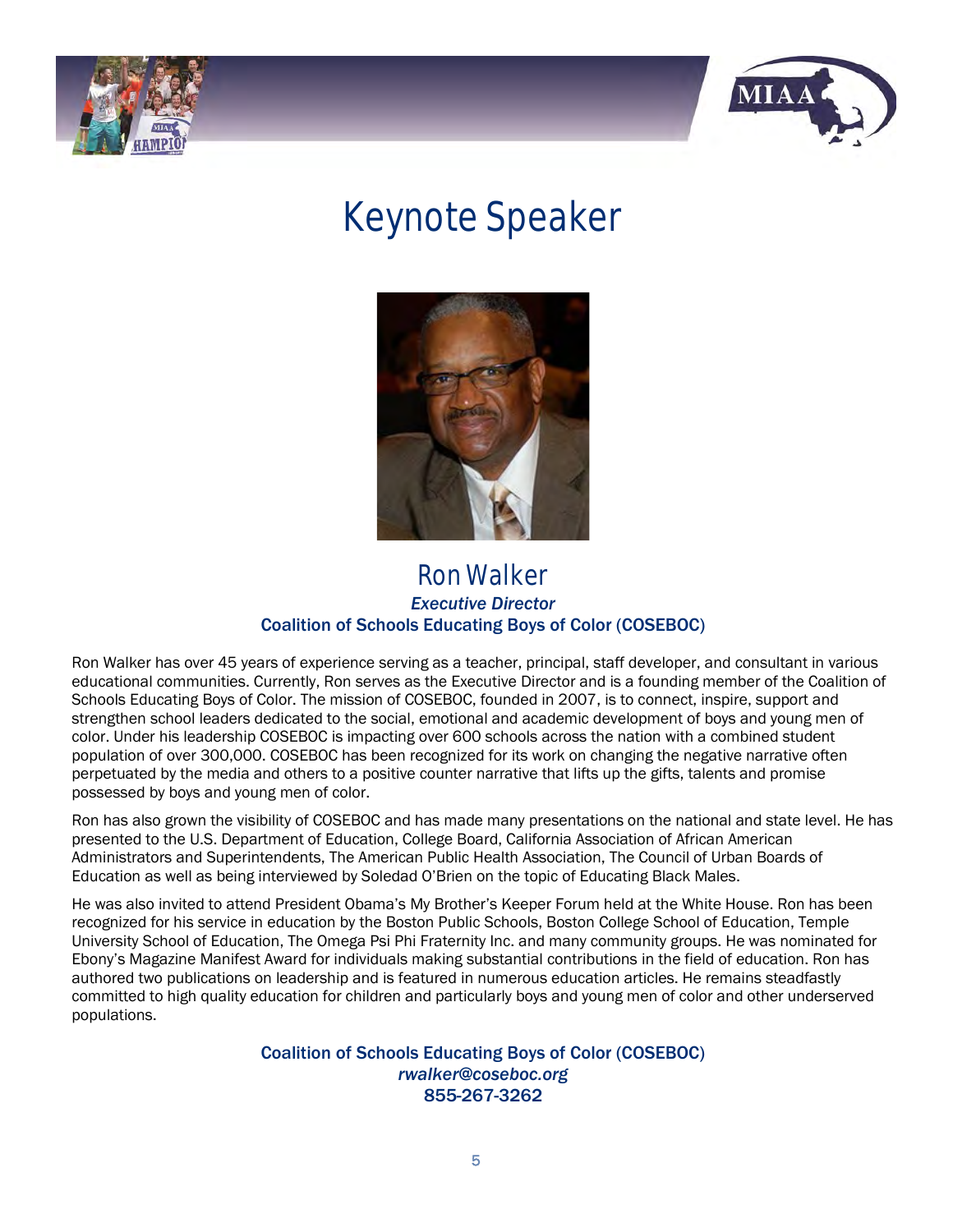# Keynote Speaker

## Ron Walker

***Executive Director***

**Coalition of Schools Educating Boys of Color (COSEBOC)**

Ron Walker has over 45 years of experience serving as a teacher, principal, staff developer, and consultant in various educational communities. Currently, Ron serves as the Executive Director and is a founding member of the Coalition of Schools Educating Boys of Color. The mission of COSEBOC, founded in 2007, is to connect, inspire, support and strengthen school leaders dedicated to the social, emotional and academic development of boys and young men of color. Under his leadership COSEBOC is impacting over 600 schools across the nation with a combined student population of over 300,000. COSEBOC has been recognized for its work on changing the negative narrative often perpetuated by the media and others to a positive counter narrative that lifts up the gifts, talents and promise possessed by boys and young men of color.

Ron has also grown the visibility of COSEBOC and has made many presentations on the national and state level. He has presented to the U.S. Department of Education, College Board, California Association of African American Administrators and Superintendents, The American Public Health Association, The Council of Urban Boards of Education as well as being interviewed by Soledad O'Brien on the topic of Educating Black Males.

He was also invited to attend President Obama's My Brother's Keeper Forum held at the White House. Ron has been recognized for his service in education by the Boston Public Schools, Boston College School of Education, Temple University School of Education, The Omega Psi Phi Fraternity Inc. and many community groups. He was nominated for Ebony's Magazine Manifest Award for individuals making substantial contributions in the field of education. Ron has authored two publications on leadership and is featured in numerous education articles. He remains steadfastly committed to high quality education for children and particularly boys and young men of color and other underserved populations.

**Coalition of Schools Educating Boys of Color (COSEBOC)**
***rwalker@coseboc.org***
**855-267-3262**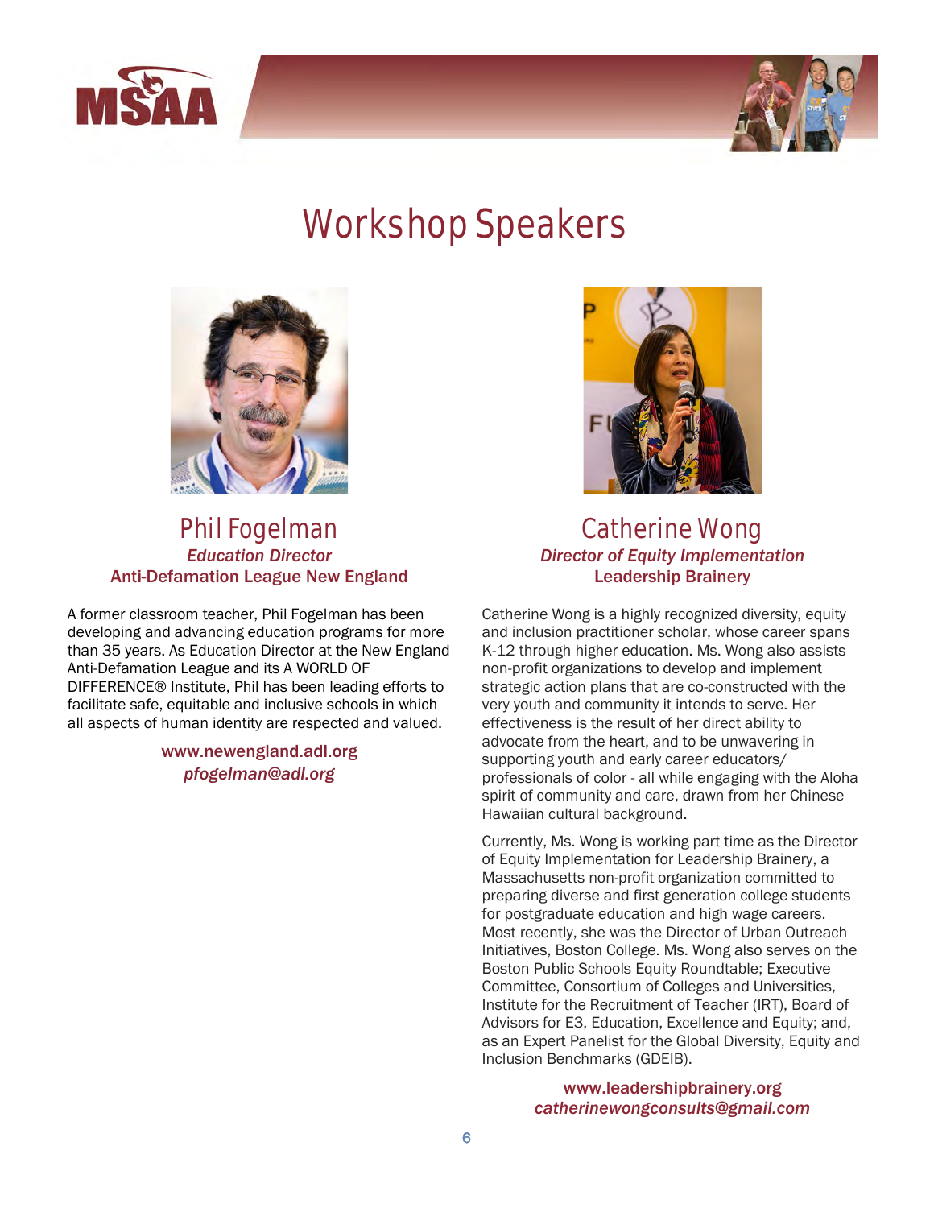# Workshop Speakers

## Phil Fogelman

***Education Director***

**Anti-Defamation League New England**

A former classroom teacher, Phil Fogelman has been developing and advancing education programs for more than 35 years. As Education Director at the New England Anti-Defamation League and its A WORLD OF DIFFERENCE® Institute, Phil has been leading efforts to facilitate safe, equitable and inclusive schools in which all aspects of human identity are respected and valued.

**www.newengland.adl.org**
***pfogelman@adl.org***

## Catherine Wong

***Director of Equity Implementation***

**Leadership Brainery**

Catherine Wong is a highly recognized diversity, equity and inclusion practitioner scholar, whose career spans K-12 through higher education. Ms. Wong also assists non-profit organizations to develop and implement strategic action plans that are co-constructed with the very youth and community it intends to serve. Her effectiveness is the result of her direct ability to advocate from the heart, and to be unwavering in supporting youth and early career educators/ professionals of color - all while engaging with the Aloha spirit of community and care, drawn from her Chinese Hawaiian cultural background.

Currently, Ms. Wong is working part time as the Director of Equity Implementation for Leadership Brainery, a Massachusetts non-profit organization committed to preparing diverse and first generation college students for postgraduate education and high wage careers. Most recently, she was the Director of Urban Outreach Initiatives, Boston College. Ms. Wong also serves on the Boston Public Schools Equity Roundtable; Executive Committee, Consortium of Colleges and Universities, Institute for the Recruitment of Teacher (IRT), Board of Advisors for E3, Education, Excellence and Equity; and, as an Expert Panelist for the Global Diversity, Equity and Inclusion Benchmarks (GDEIB).

**www.leadershipbrainery.org**
***catherinewongconsults@gmail.com***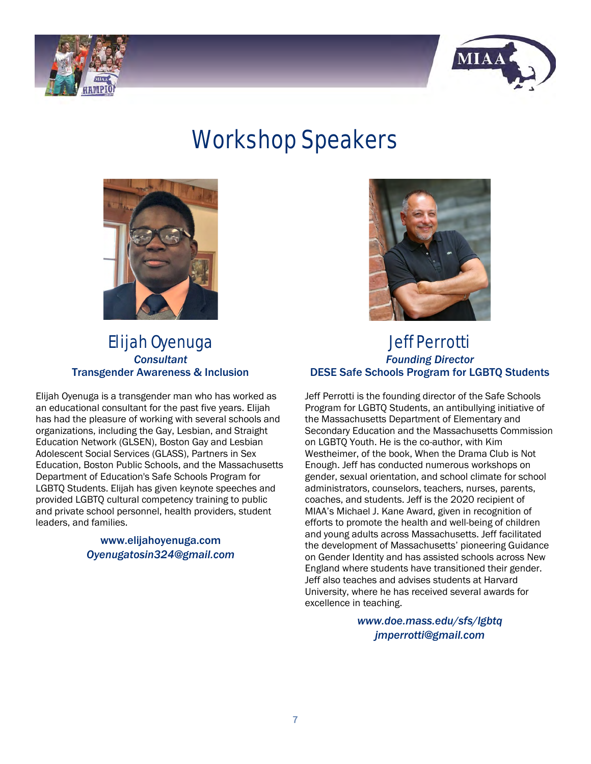# Workshop Speakers

## Elijah Oyenuga

***Consultant***

**Transgender Awareness & Inclusion**

Elijah Oyenuga is a transgender man who has worked as an educational consultant for the past five years. Elijah has had the pleasure of working with several schools and organizations, including the Gay, Lesbian, and Straight Education Network (GLSEN), Boston Gay and Lesbian Adolescent Social Services (GLASS), Partners in Sex Education, Boston Public Schools, and the Massachusetts Department of Education's Safe Schools Program for LGBTQ Students. Elijah has given keynote speeches and provided LGBTQ cultural competency training to public and private school personnel, health providers, student leaders, and families.

**www.elijahoyenuga.com**
***Oyenugatosin324@gmail.com***

## Jeff Perrotti

***Founding Director***

**DESE Safe Schools Program for LGBTQ Students**

Jeff Perrotti is the founding director of the Safe Schools Program for LGBTQ Students, an antibullying initiative of the Massachusetts Department of Elementary and Secondary Education and the Massachusetts Commission on LGBTQ Youth. He is the co-author, with Kim Westheimer, of the book, When the Drama Club is Not Enough. Jeff has conducted numerous workshops on gender, sexual orientation, and school climate for school administrators, counselors, teachers, nurses, parents, coaches, and students. Jeff is the 2020 recipient of MIAA's Michael J. Kane Award, given in recognition of efforts to promote the health and well-being of children and young adults across Massachusetts. Jeff facilitated the development of Massachusetts' pioneering Guidance on Gender Identity and has assisted schools across New England where students have transitioned their gender. Jeff also teaches and advises students at Harvard University, where he has received several awards for excellence in teaching.

*www.doe.mass.edu/sfs/lgbtq*
*jmperrotti@gmail.com*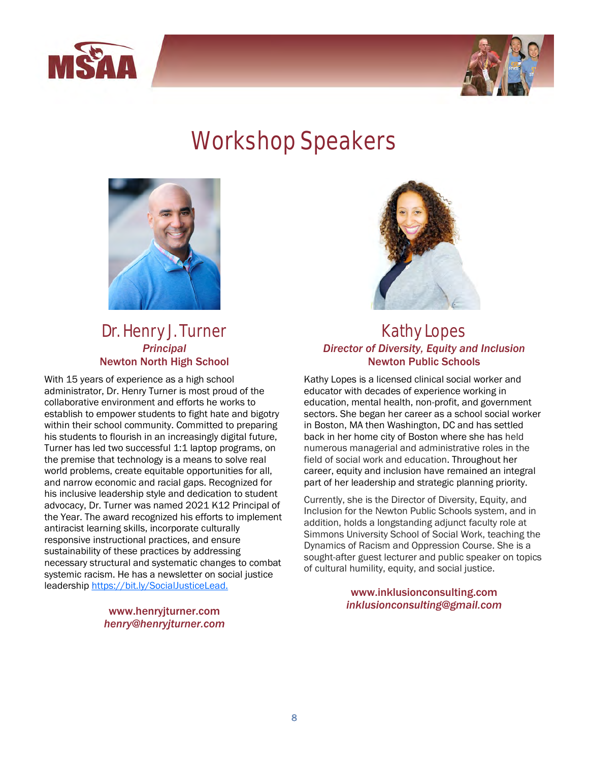# Workshop Speakers

## Dr. Henry J. Turner

***Principal***

**Newton North High School**

With 15 years of experience as a high school administrator, Dr. Henry Turner is most proud of the collaborative environment and efforts he works to establish to empower students to fight hate and bigotry within their school community. Committed to preparing his students to flourish in an increasingly digital future, Turner has led two successful 1:1 laptop programs, on the premise that technology is a means to solve real world problems, create equitable opportunities for all, and narrow economic and racial gaps. Recognized for his inclusive leadership style and dedication to student advocacy, Dr. Turner was named 2021 K12 Principal of the Year. The award recognized his efforts to implement antiracist learning skills, incorporate culturally responsive instructional practices, and ensure sustainability of these practices by addressing necessary structural and systematic changes to combat systemic racism. He has a newsletter on social justice leadership [https://bit.ly/SocialJusticeLead.](https://bit.ly/SocialJusticeLead)

**www.henryjturner.com**
***henry@henryjturner.com***

## Kathy Lopes

***Director of Diversity, Equity and Inclusion***

**Newton Public Schools**

Kathy Lopes is a licensed clinical social worker and educator with decades of experience working in education, mental health, non-profit, and government sectors. She began her career as a school social worker in Boston, MA then Washington, DC and has settled back in her home city of Boston where she has held numerous managerial and administrative roles in the field of social work and education. Throughout her career, equity and inclusion have remained an integral part of her leadership and strategic planning priority.

Currently, she is the Director of Diversity, Equity, and Inclusion for the Newton Public Schools system, and in addition, holds a longstanding adjunct faculty role at Simmons University School of Social Work, teaching the Dynamics of Racism and Oppression Course. She is a sought-after guest lecturer and public speaker on topics of cultural humility, equity, and social justice.

**www.inklusionconsulting.com**
***inklusionconsulting@gmail.com***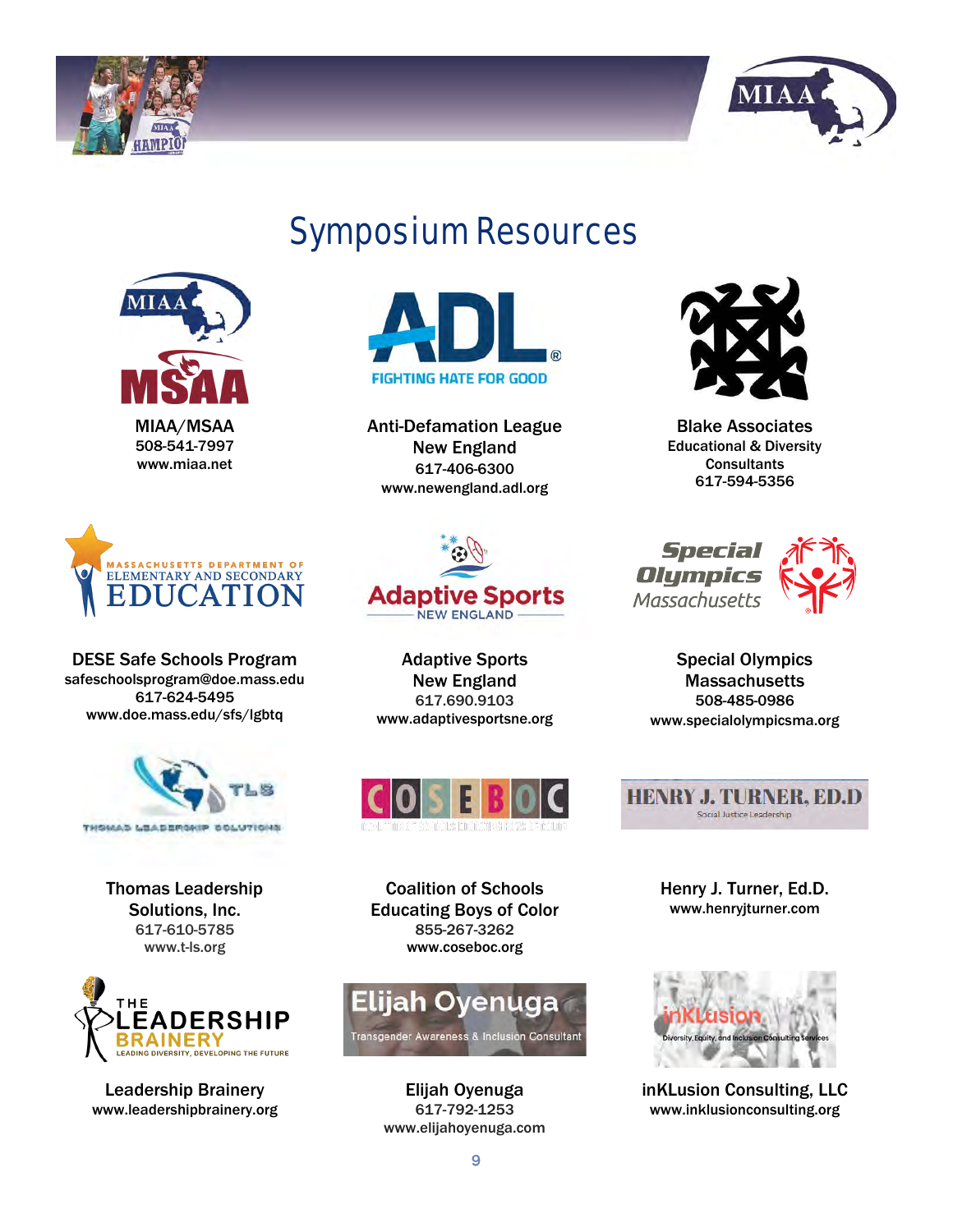# Symposium Resources

**MIAA/MSAA**
508-541-7997
www.miaa.net

**Anti-Defamation League New England**
617-406-6300
www.newengland.adl.org

**Blake Associates**
Educational & Diversity Consultants
617-594-5356

**DESE Safe Schools Program**
safeschoolsprogram@doe.mass.edu
617-624-5495
www.doe.mass.edu/sfs/lgbtq

**Adaptive Sports New England**
617.690.9103
www.adaptivesportsne.org

**Special Olympics Massachusetts**
508-485-0986
www.specialolympicsma.org

**Thomas Leadership Solutions, Inc.**
617-610-5785
www.t-ls.org

**Coalition of Schools Educating Boys of Color**
855-267-3262
www.coseboc.org

**Henry J. Turner, Ed.D.**
www.henryjturner.com

**Leadership Brainery**
www.leadershipbrainery.org

**Elijah Oyenuga**
617-792-1253
www.elijahoyenuga.com

**inKLusion Consulting, LLC**
www.inklusionconsulting.org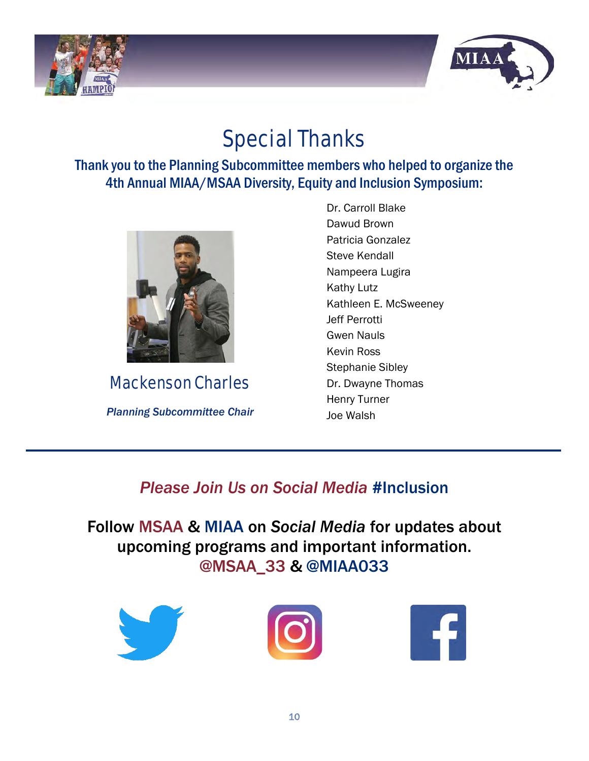# Special Thanks

## Thank you to the Planning Subcommittee members who helped to organize the 4th Annual MIAA/MSAA Diversity, Equity and Inclusion Symposium:

### Mackenson Charles

***Planning Subcommittee Chair***

Dr. Carroll Blake
Dawud Brown
Patricia Gonzalez
Steve Kendall
Nampeera Lugira
Kathy Lutz
Kathleen E. McSweeney
Jeff Perrotti
Gwen Nauls
Kevin Ross
Stephanie Sibley
Dr. Dwayne Thomas
Henry Turner
Joe Walsh

---

## *Please Join Us on Social Media* #Inclusion

**Follow MSAA & MIAA on *Social Media* for updates about upcoming programs and important information.**
**@MSAA_33 & @MIAA033**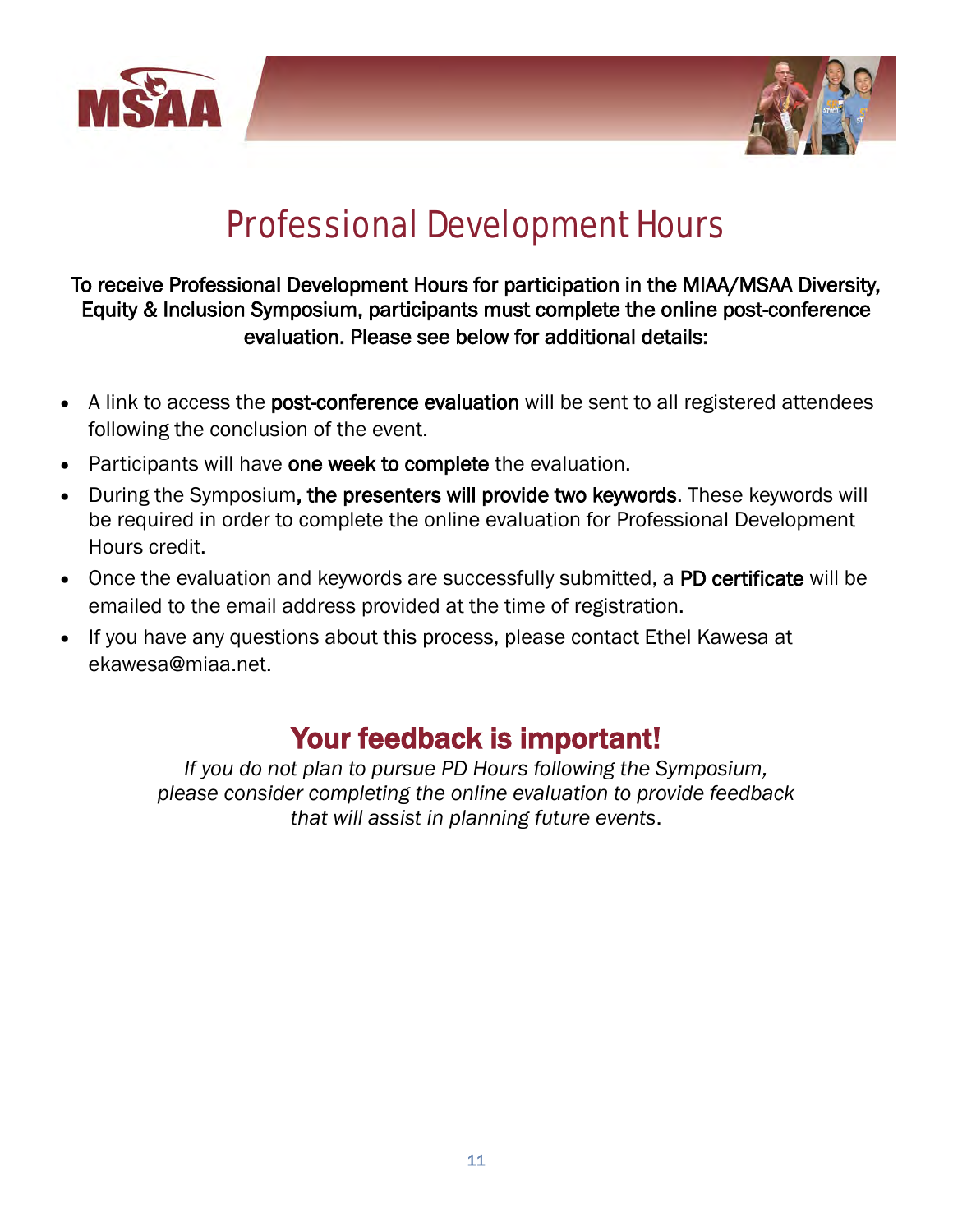# Professional Development Hours

**To receive Professional Development Hours for participation in the MIAA/MSAA Diversity, Equity & Inclusion Symposium, participants must complete the online post-conference evaluation. Please see below for additional details:**

- A link to access the **post-conference evaluation** will be sent to all registered attendees following the conclusion of the event.
- Participants will have **one week to complete** the evaluation.
- During the Symposium**, the presenters will provide two keywords**. These keywords will be required in order to complete the online evaluation for Professional Development Hours credit.
- Once the evaluation and keywords are successfully submitted, a **PD certificate** will be emailed to the email address provided at the time of registration.
- If you have any questions about this process, please contact Ethel Kawesa at ekawesa@miaa.net.

## Your feedback is important!

*If you do not plan to pursue PD Hours following the Symposium, please consider completing the online evaluation to provide feedback that will assist in planning future events*.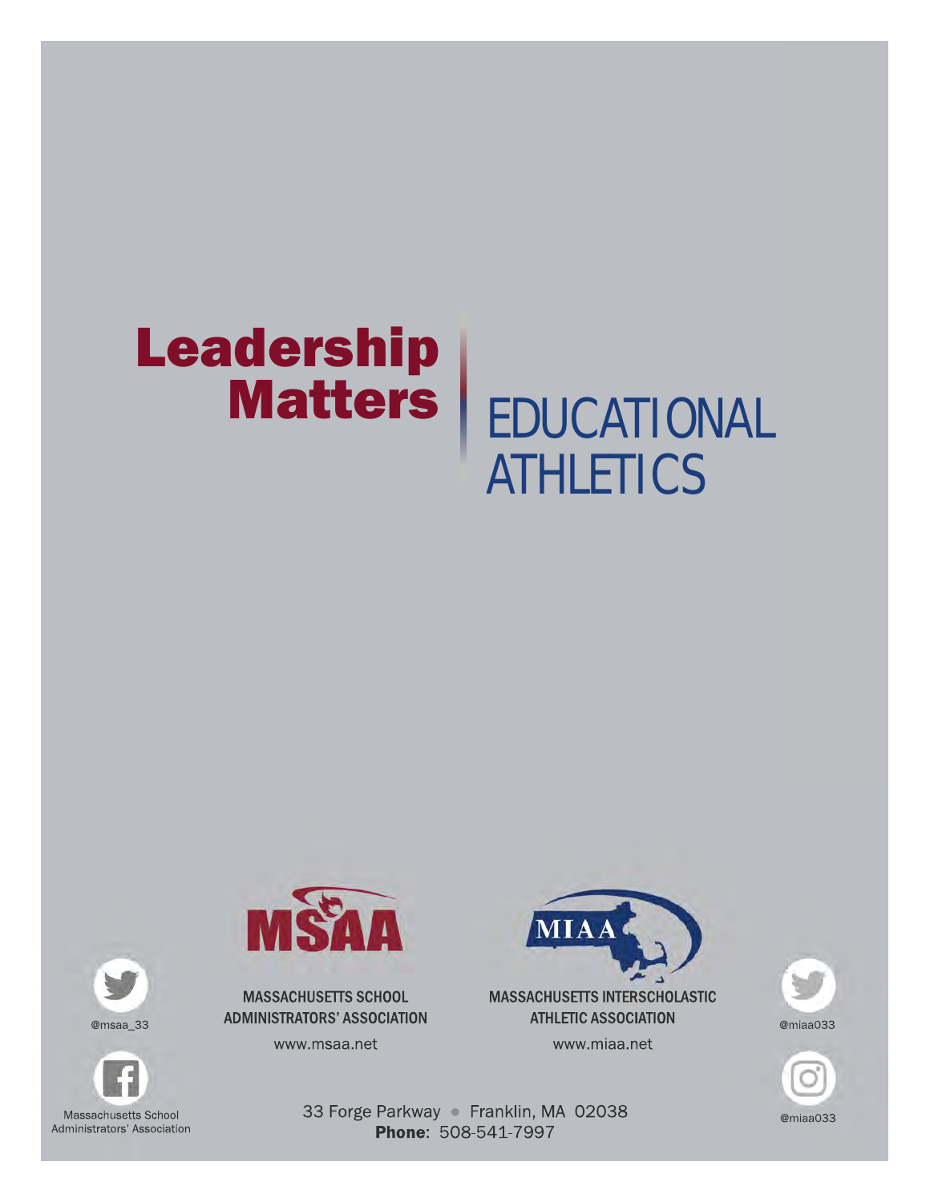# Leadership Matters

## EDUCATIONAL ATHLETICS

@msaa_33

Massachusetts School Administrators' Association

MSAA

MASSACHUSETTS SCHOOL ADMINISTRATORS' ASSOCIATION

www.msaa.net

MIAA

MASSACHUSETTS INTERSCHOLASTIC ATHLETIC ASSOCIATION

www.miaa.net

@miaa033

@miaa033

33 Forge Parkway • Franklin, MA 02038
**Phone**: 508-541-7997